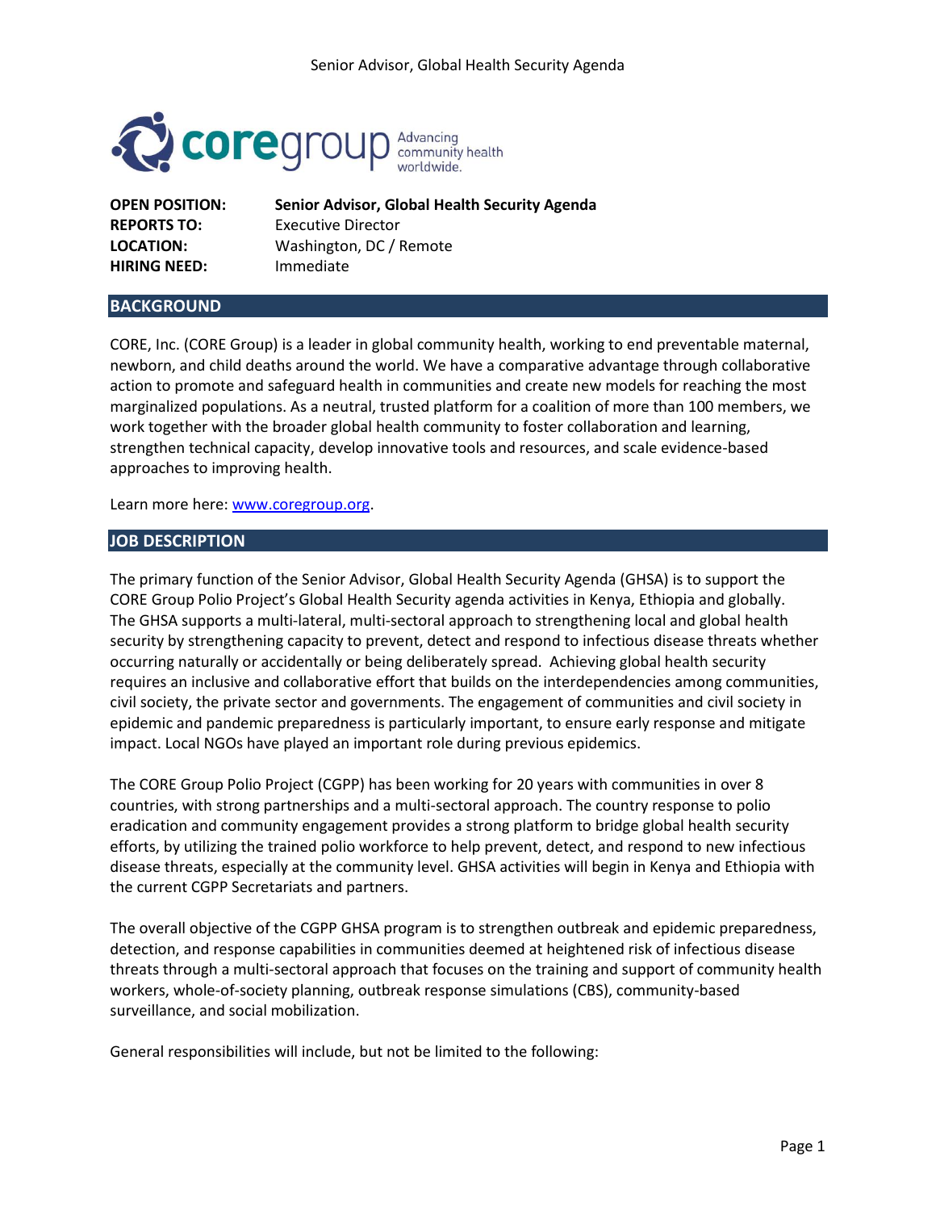**OPEN POSITION:** **Senior Advisor, Global Health Security Agenda**
**REPORTS TO:** Executive Director
**LOCATION:** Washington, DC / Remote
**HIRING NEED:** Immediate

## BACKGROUND

CORE, Inc. (CORE Group) is a leader in global community health, working to end preventable maternal, newborn, and child deaths around the world. We have a comparative advantage through collaborative action to promote and safeguard health in communities and create new models for reaching the most marginalized populations. As a neutral, trusted platform for a coalition of more than 100 members, we work together with the broader global health community to foster collaboration and learning, strengthen technical capacity, develop innovative tools and resources, and scale evidence-based approaches to improving health.

Learn more here: www.coregroup.org.

## JOB DESCRIPTION

The primary function of the Senior Advisor, Global Health Security Agenda (GHSA) is to support the CORE Group Polio Project's Global Health Security agenda activities in Kenya, Ethiopia and globally. The GHSA supports a multi-lateral, multi-sectoral approach to strengthening local and global health security by strengthening capacity to prevent, detect and respond to infectious disease threats whether occurring naturally or accidentally or being deliberately spread. Achieving global health security requires an inclusive and collaborative effort that builds on the interdependencies among communities, civil society, the private sector and governments. The engagement of communities and civil society in epidemic and pandemic preparedness is particularly important, to ensure early response and mitigate impact. Local NGOs have played an important role during previous epidemics.

The CORE Group Polio Project (CGPP) has been working for 20 years with communities in over 8 countries, with strong partnerships and a multi-sectoral approach. The country response to polio eradication and community engagement provides a strong platform to bridge global health security efforts, by utilizing the trained polio workforce to help prevent, detect, and respond to new infectious disease threats, especially at the community level. GHSA activities will begin in Kenya and Ethiopia with the current CGPP Secretariats and partners.

The overall objective of the CGPP GHSA program is to strengthen outbreak and epidemic preparedness, detection, and response capabilities in communities deemed at heightened risk of infectious disease threats through a multi-sectoral approach that focuses on the training and support of community health workers, whole-of-society planning, outbreak response simulations (CBS), community-based surveillance, and social mobilization.

General responsibilities will include, but not be limited to the following: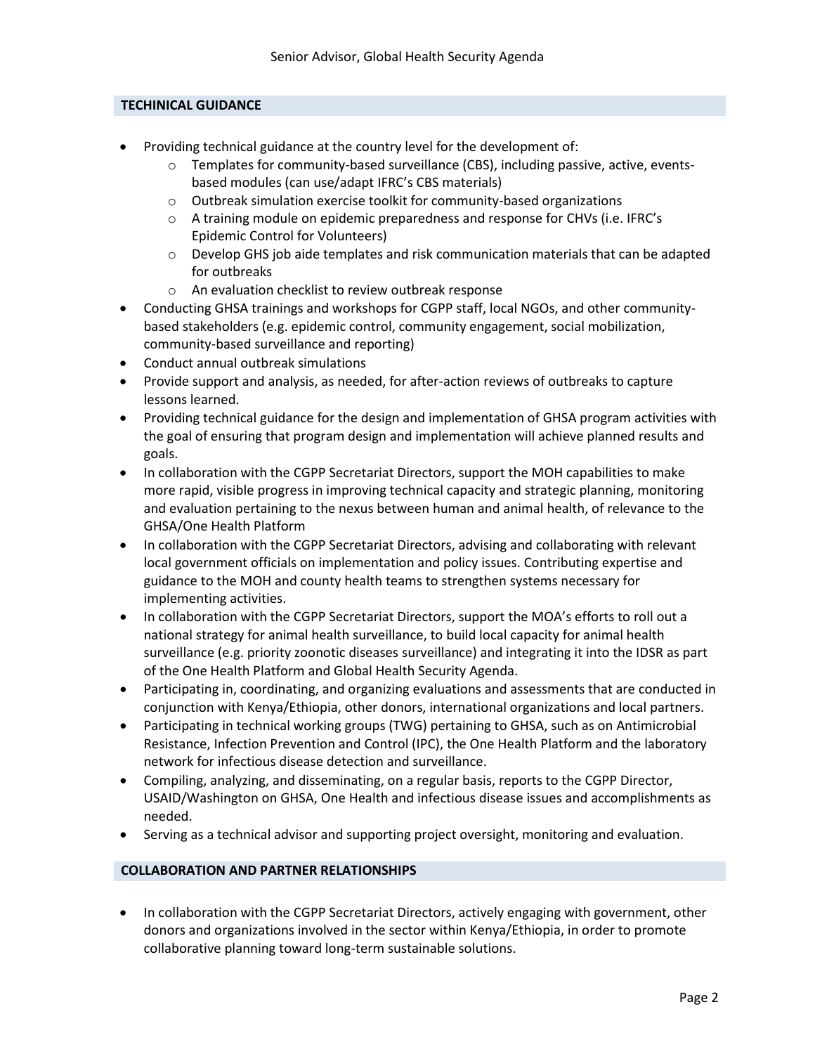## TECHINICAL GUIDANCE

- Providing technical guidance at the country level for the development of:
  - Templates for community-based surveillance (CBS), including passive, active, events-based modules (can use/adapt IFRC's CBS materials)
  - Outbreak simulation exercise toolkit for community-based organizations
  - A training module on epidemic preparedness and response for CHVs (i.e. IFRC's Epidemic Control for Volunteers)
  - Develop GHS job aide templates and risk communication materials that can be adapted for outbreaks
  - An evaluation checklist to review outbreak response
- Conducting GHSA trainings and workshops for CGPP staff, local NGOs, and other community-based stakeholders (e.g. epidemic control, community engagement, social mobilization, community-based surveillance and reporting)
- Conduct annual outbreak simulations
- Provide support and analysis, as needed, for after-action reviews of outbreaks to capture lessons learned.
- Providing technical guidance for the design and implementation of GHSA program activities with the goal of ensuring that program design and implementation will achieve planned results and goals.
- In collaboration with the CGPP Secretariat Directors, support the MOH capabilities to make more rapid, visible progress in improving technical capacity and strategic planning, monitoring and evaluation pertaining to the nexus between human and animal health, of relevance to the GHSA/One Health Platform
- In collaboration with the CGPP Secretariat Directors, advising and collaborating with relevant local government officials on implementation and policy issues. Contributing expertise and guidance to the MOH and county health teams to strengthen systems necessary for implementing activities.
- In collaboration with the CGPP Secretariat Directors, support the MOA's efforts to roll out a national strategy for animal health surveillance, to build local capacity for animal health surveillance (e.g. priority zoonotic diseases surveillance) and integrating it into the IDSR as part of the One Health Platform and Global Health Security Agenda.
- Participating in, coordinating, and organizing evaluations and assessments that are conducted in conjunction with Kenya/Ethiopia, other donors, international organizations and local partners.
- Participating in technical working groups (TWG) pertaining to GHSA, such as on Antimicrobial Resistance, Infection Prevention and Control (IPC), the One Health Platform and the laboratory network for infectious disease detection and surveillance.
- Compiling, analyzing, and disseminating, on a regular basis, reports to the CGPP Director, USAID/Washington on GHSA, One Health and infectious disease issues and accomplishments as needed.
- Serving as a technical advisor and supporting project oversight, monitoring and evaluation.

## COLLABORATION AND PARTNER RELATIONSHIPS

- In collaboration with the CGPP Secretariat Directors, actively engaging with government, other donors and organizations involved in the sector within Kenya/Ethiopia, in order to promote collaborative planning toward long-term sustainable solutions.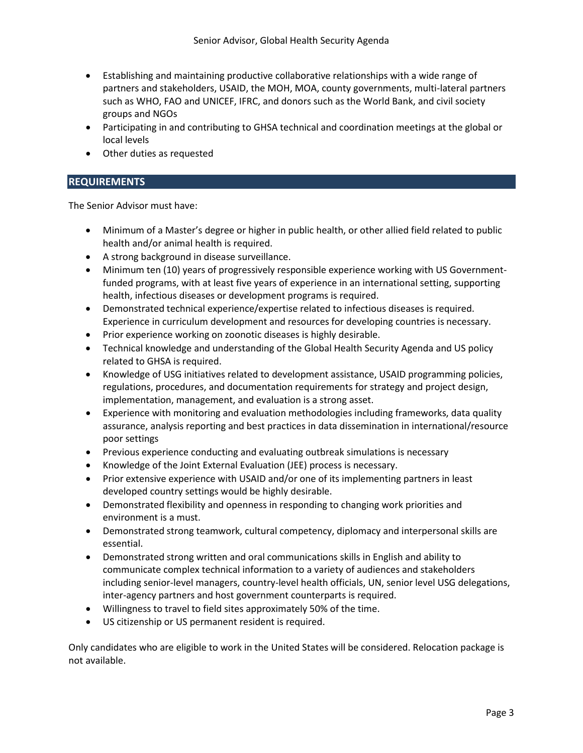- Establishing and maintaining productive collaborative relationships with a wide range of partners and stakeholders, USAID, the MOH, MOA, county governments, multi-lateral partners such as WHO, FAO and UNICEF, IFRC, and donors such as the World Bank, and civil society groups and NGOs
- Participating in and contributing to GHSA technical and coordination meetings at the global or local levels
- Other duties as requested

## REQUIREMENTS

The Senior Advisor must have:

- Minimum of a Master's degree or higher in public health, or other allied field related to public health and/or animal health is required.
- A strong background in disease surveillance.
- Minimum ten (10) years of progressively responsible experience working with US Government-funded programs, with at least five years of experience in an international setting, supporting health, infectious diseases or development programs is required.
- Demonstrated technical experience/expertise related to infectious diseases is required. Experience in curriculum development and resources for developing countries is necessary.
- Prior experience working on zoonotic diseases is highly desirable.
- Technical knowledge and understanding of the Global Health Security Agenda and US policy related to GHSA is required.
- Knowledge of USG initiatives related to development assistance, USAID programming policies, regulations, procedures, and documentation requirements for strategy and project design, implementation, management, and evaluation is a strong asset.
- Experience with monitoring and evaluation methodologies including frameworks, data quality assurance, analysis reporting and best practices in data dissemination in international/resource poor settings
- Previous experience conducting and evaluating outbreak simulations is necessary
- Knowledge of the Joint External Evaluation (JEE) process is necessary.
- Prior extensive experience with USAID and/or one of its implementing partners in least developed country settings would be highly desirable.
- Demonstrated flexibility and openness in responding to changing work priorities and environment is a must.
- Demonstrated strong teamwork, cultural competency, diplomacy and interpersonal skills are essential.
- Demonstrated strong written and oral communications skills in English and ability to communicate complex technical information to a variety of audiences and stakeholders including senior-level managers, country-level health officials, UN, senior level USG delegations, inter-agency partners and host government counterparts is required.
- Willingness to travel to field sites approximately 50% of the time.
- US citizenship or US permanent resident is required.

Only candidates who are eligible to work in the United States will be considered. Relocation package is not available.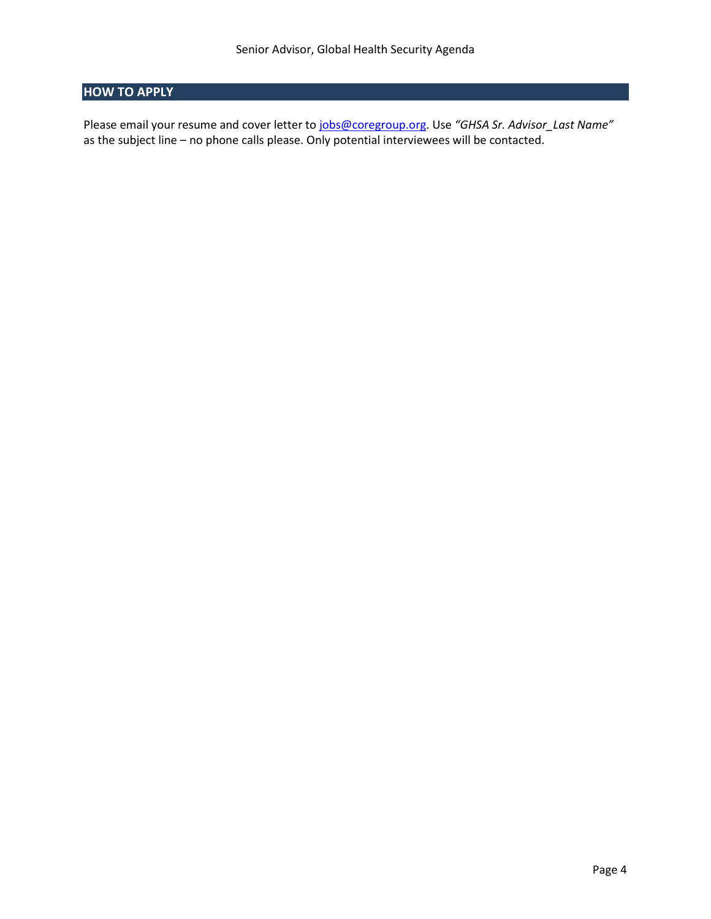## HOW TO APPLY

Please email your resume and cover letter to [jobs@coregroup.org](mailto:jobs@coregroup.org). Use *"GHSA Sr. Advisor_Last Name"* as the subject line – no phone calls please. Only potential interviewees will be contacted.